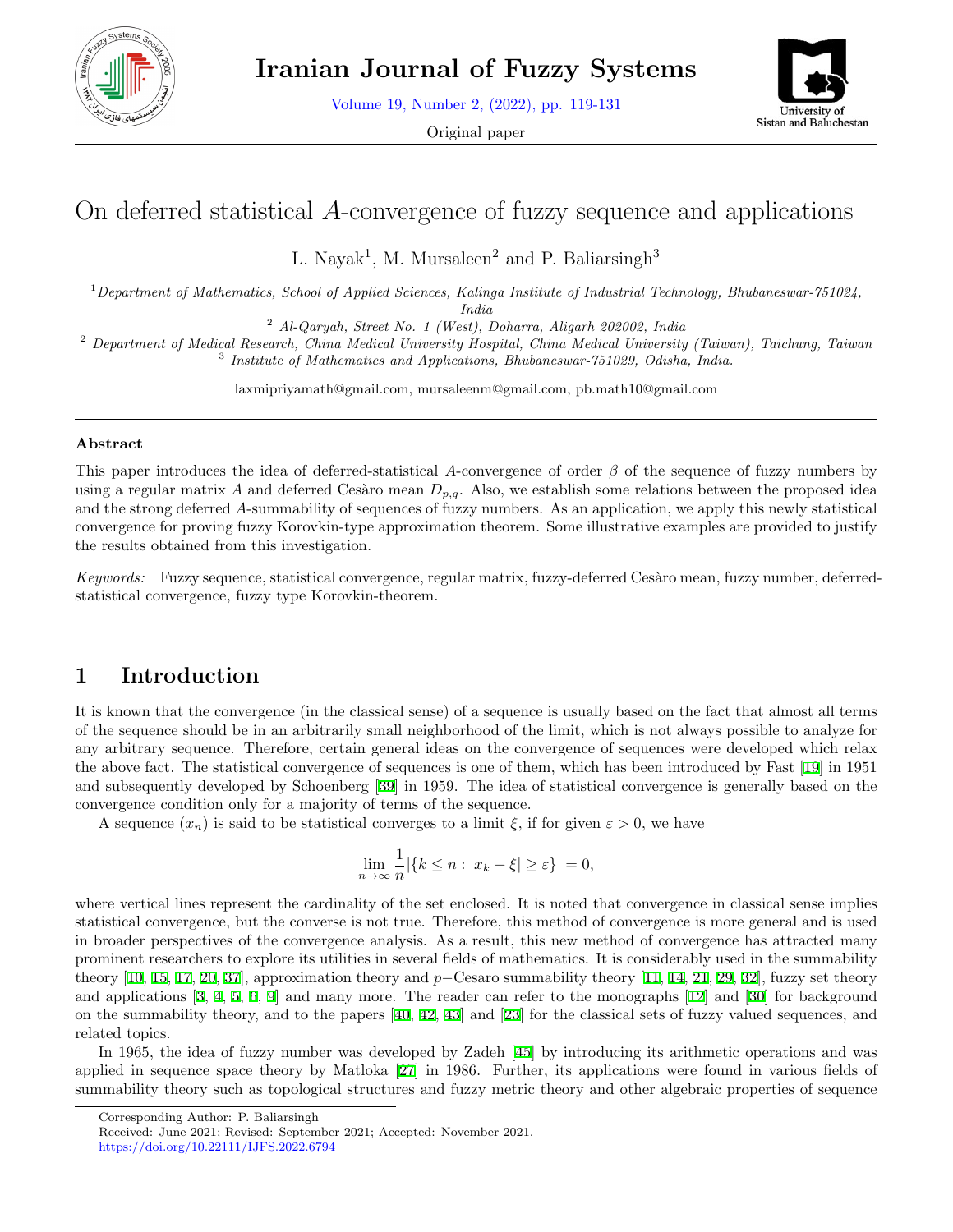# On deferred statistical $A$-convergence of fuzzy sequence and applications

L. Nayak[1], M. Mursaleen[2] and P. Baliarsingh[3]

[1] *Department of Mathematics, School of Applied Sciences, Kalinga Institute of Industrial Technology, Bhubaneswar-751024, India*

[2] *Al-Qaryah, Street No. 1 (West), Doharra, Aligarh 202002, India*

[2] *Department of Medical Research, China Medical University Hospital, China Medical University (Taiwan), Taichung, Taiwan*

[3] *Institute of Mathematics and Applications, Bhubaneswar-751029, Odisha, India.*

laxmipriyamath@gmail.com, mursaleenm@gmail.com, pb.math10@gmail.com

### Abstract

This paper introduces the idea of deferred-statistical $A$-convergence of order $\beta$ of the sequence of fuzzy numbers by using a regular matrix $A$ and deferred Cesàro mean $D_{p,q}$. Also, we establish some relations between the proposed idea and the strong deferred $A$-summability of sequences of fuzzy numbers. As an application, we apply this newly statistical convergence for proving fuzzy Korovkin-type approximation theorem. Some illustrative examples are provided to justify the results obtained from this investigation.

*Keywords:* Fuzzy sequence, statistical convergence, regular matrix, fuzzy-deferred Cesàro mean, fuzzy number, deferred-statistical convergence, fuzzy type Korovkin-theorem.

## 1 Introduction

It is known that the convergence (in the classical sense) of a sequence is usually based on the fact that almost all terms of the sequence should be in an arbitrarily small neighborhood of the limit, which is not always possible to analyze for any arbitrary sequence. Therefore, certain general ideas on the convergence of sequences were developed which relax the above fact. The statistical convergence of sequences is one of them, which has been introduced by Fast [19] in 1951 and subsequently developed by Schoenberg [39] in 1959. The idea of statistical convergence is generally based on the convergence condition only for a majority of terms of the sequence.

A sequence $(x_n)$ is said to be statistical converges to a limit $\xi$, if for given $\varepsilon > 0$, we have

$$\lim_{n\to\infty} \frac{1}{n} |\{k \leq n : |x_k - \xi| \geq \varepsilon\}| = 0,$$

where vertical lines represent the cardinality of the set enclosed. It is noted that convergence in classical sense implies statistical convergence, but the converse is not true. Therefore, this method of convergence is more general and is used in broader perspectives of the convergence analysis. As a result, this new method of convergence has attracted many prominent researchers to explore its utilities in several fields of mathematics. It is considerably used in the summability theory [10, 15, 17, 20, 37], approximation theory and $p-$Cesaro summability theory [11, 14, 21, 29, 32], fuzzy set theory and applications [3, 4, 5, 6, 9] and many more. The reader can refer to the monographs [12] and [30] for background on the summability theory, and to the papers [40, 42, 43] and [23] for the classical sets of fuzzy valued sequences, and related topics.

In 1965, the idea of fuzzy number was developed by Zadeh [45] by introducing its arithmetic operations and was applied in sequence space theory by Matloka [27] in 1986. Further, its applications were found in various fields of summability theory such as topological structures and fuzzy metric theory and other algebraic properties of sequence

Corresponding Author: P. Baliarsingh  
Received: June 2021; Revised: September 2021; Accepted: November 2021.  
https://doi.org/10.22111/IJFS.2022.6794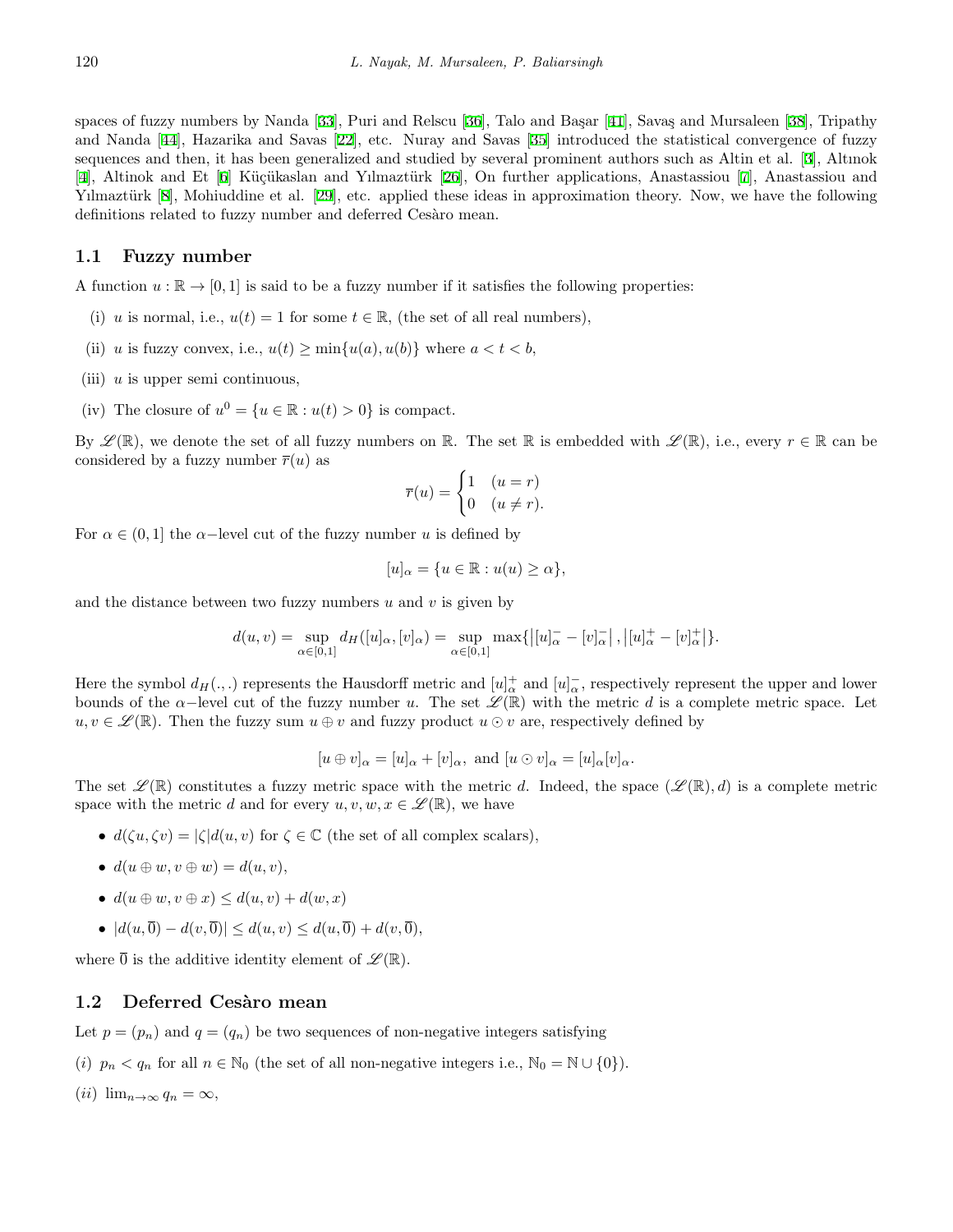spaces of fuzzy numbers by Nanda [33], Puri and Relscu [36], Talo and Başar [41], Savaş and Mursaleen [38], Tripathy and Nanda [44], Hazarika and Savas [22], etc. Nuray and Savas [35] introduced the statistical convergence of fuzzy sequences and then, it has been generalized and studied by several prominent authors such as Altin et al. [3], Altınok [4], Altinok and Et [6] Küçükaslan and Yılmaztürk [26], On further applications, Anastassiou [7], Anastassiou and Yılmaztürk [8], Mohiuddine et al. [29], etc. applied these ideas in approximation theory. Now, we have the following definitions related to fuzzy number and deferred Cesàro mean.

## 1.1 Fuzzy number

A function $u : \mathbb{R} \to [0, 1]$ is said to be a fuzzy number if it satisfies the following properties:

(i) $u$ is normal, i.e., $u(t) = 1$ for some $t \in \mathbb{R}$, (the set of all real numbers),

(ii) $u$ is fuzzy convex, i.e., $u(t) \geq \min\{u(a), u(b)\}$ where $a < t < b$,

(iii) $u$ is upper semi continuous,

(iv) The closure of $u^0 = \{u \in \mathbb{R} : u(t) > 0\}$ is compact.

By $\mathscr{L}(\mathbb{R})$, we denote the set of all fuzzy numbers on $\mathbb{R}$. The set $\mathbb{R}$ is embedded with $\mathscr{L}(\mathbb{R})$, i.e., every $r \in \mathbb{R}$ can be considered by a fuzzy number $\overline{r}(u)$ as

$$\overline{r}(u) = \begin{cases} 1 & (u = r) \\ 0 & (u \neq r). \end{cases}$$

For $\alpha \in (0, 1]$ the $\alpha-$level cut of the fuzzy number $u$ is defined by

$$[u]_\alpha = \{u \in \mathbb{R} : u(u) \geq \alpha\},$$

and the distance between two fuzzy numbers $u$ and $v$ is given by

$$d(u, v) = \sup_{\alpha \in [0,1]} d_H([u]_\alpha, [v]_\alpha) = \sup_{\alpha \in [0,1]} \max\{\left|[u]_\alpha^- - [v]_\alpha^-\right|, \left|[u]_\alpha^+ - [v]_\alpha^+\right|\}.$$

Here the symbol $d_H(.,.)$ represents the Hausdorff metric and $[u]_\alpha^+$ and $[u]_\alpha^-$, respectively represent the upper and lower bounds of the $\alpha-$level cut of the fuzzy number $u$. The set $\mathscr{L}(\mathbb{R})$ with the metric $d$ is a complete metric space. Let $u, v \in \mathscr{L}(\mathbb{R})$. Then the fuzzy sum $u \oplus v$ and fuzzy product $u \odot v$ are, respectively defined by

$$[u \oplus v]_\alpha = [u]_\alpha + [v]_\alpha, \text{ and } [u \odot v]_\alpha = [u]_\alpha [v]_\alpha.$$

The set $\mathscr{L}(\mathbb{R})$ constitutes a fuzzy metric space with the metric $d$. Indeed, the space $(\mathscr{L}(\mathbb{R}), d)$ is a complete metric space with the metric $d$ and for every $u, v, w, x \in \mathscr{L}(\mathbb{R})$, we have

- $d(\zeta u, \zeta v) = |\zeta| d(u, v)$ for $\zeta \in \mathbb{C}$ (the set of all complex scalars),
- $d(u \oplus w, v \oplus w) = d(u, v)$,
- $d(u \oplus w, v \oplus x) \leq d(u, v) + d(w, x)$
- $|d(u, \overline{0}) - d(v, \overline{0})| \leq d(u, v) \leq d(u, \overline{0}) + d(v, \overline{0})$,

where $\overline{0}$ is the additive identity element of $\mathscr{L}(\mathbb{R})$.

## 1.2 Deferred Cesàro mean

Let $p = (p_n)$ and $q = (q_n)$ be two sequences of non-negative integers satisfying

$(i)$ $p_n < q_n$ for all $n \in \mathbb{N}_0$ (the set of all non-negative integers i.e., $\mathbb{N}_0 = \mathbb{N} \cup \{0\}$).

$(ii)$ $\lim_{n\to\infty} q_n = \infty$,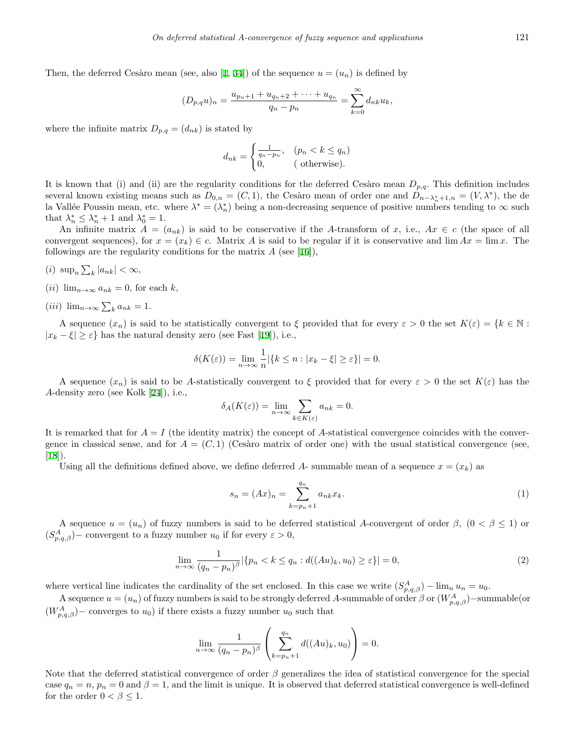Then, the deferred Cesàro mean (see, also [1, 34]) of the sequence $u = (u_n)$ is defined by

$$(D_{p,q}u)_n = \frac{u_{p_n+1} + u_{q_n+2} + \cdots + u_{q_n}}{q_n - p_n} = \sum_{k=0}^{\infty} d_{nk} u_k,$$

where the infinite matrix $D_{p,q} = (d_{nk})$ is stated by

$$d_{nk} = \begin{cases} \frac{1}{q_n - p_n}, & (p_n < k \le q_n) \\ 0, & (\text{ otherwise}). \end{cases}$$

It is known that (i) and (ii) are the regularity conditions for the deferred Cesàro mean $D_{p,q}$. This definition includes several known existing means such as $D_{0,n} = (C, 1)$, the Cesàro mean of order one and $D_{n-\lambda_n^*+1,n} = (V, \lambda^*)$, the de la Vallée Poussin mean, etc. where $\lambda^* = (\lambda_n^*)$ being a non-decreasing sequence of positive numbers tending to $\infty$ such that $\lambda_n^* \le \lambda_n^* + 1$ and $\lambda_0^* = 1$.

An infinite matrix $A = (a_{nk})$ is said to be conservative if the $A$-transform of $x$, i.e., $Ax \in c$ (the space of all convergent sequences), for $x = (x_k) \in c$. Matrix $A$ is said to be regular if it is conservative and $\lim Ax = \lim x$. The followings are the regularity conditions for the matrix $A$ (see [16]),

(*i*) $\sup_n \sum_k |a_{nk}| < \infty$,

(*ii*) $\lim_{n\to\infty} a_{nk} = 0$, for each $k$,

(*iii*) $\lim_{n\to\infty} \sum_k a_{nk} = 1$.

A sequence $(x_n)$ is said to be statistically convergent to $\xi$ provided that for every $\varepsilon > 0$ the set $K(\varepsilon) = \{k \in \mathbb{N} : |x_k - \xi| \ge \varepsilon\}$ has the natural density zero (see Fast [19]), i.e.,

$$\delta(K(\varepsilon)) = \lim_{n\to\infty} \frac{1}{n} |\{k \le n : |x_k - \xi| \ge \varepsilon\}| = 0.$$

A sequence $(x_n)$ is said to be $A$-statistically convergent to $\xi$ provided that for every $\varepsilon > 0$ the set $K(\varepsilon)$ has the $A$-density zero (see Kolk [24]), i.e.,

$$\delta_A(K(\varepsilon)) = \lim_{n\to\infty} \sum_{k\in K(\varepsilon)} a_{nk} = 0.$$

It is remarked that for $A = I$ (the identity matrix) the concept of $A$-statistical convergence coincides with the convergence in classical sense, and for $A = (C, 1)$ (Cesàro matrix of order one) with the usual statistical convergence (see, [18]).

Using all the definitions defined above, we define deferred $A$- summable mean of a sequence $x = (x_k)$ as

$$s_n = (Ax)_n = \sum_{k=p_n+1}^{q_n} a_{nk} x_k. \tag{1}$$

A sequence $u = (u_n)$ of fuzzy numbers is said to be deferred statistical $A$-convergent of order $\beta$, $(0 < \beta \le 1)$ or $(S^A_{p,q,\beta})-$ convergent to a fuzzy number $u_0$ if for every $\varepsilon > 0$,

$$\lim_{n\to\infty} \frac{1}{(q_n - p_n)^\beta} |\{p_n < k \le q_n : d((Au)_k, u_0) \ge \varepsilon\}| = 0, \tag{2}$$

where vertical line indicates the cardinality of the set enclosed. In this case we write $(S^A_{p,q,\beta}) - \lim_n u_n = u_0$.

A sequence $u = (u_n)$ of fuzzy numbers is said to be strongly deferred $A$-summable of order $\beta$ or $(W^A_{p,q,\beta})-$summable(or $(W^A_{p,q,\beta})-$ converges to $u_0$) if there exists a fuzzy number $u_0$ such that

$$\lim_{n\to\infty} \frac{1}{(q_n - p_n)^\beta} \left( \sum_{k=p_n+1}^{q_n} d((Au)_k, u_0) \right) = 0.$$

Note that the deferred statistical convergence of order $\beta$ generalizes the idea of statistical convergence for the special case $q_n = n$, $p_n = 0$ and $\beta = 1$, and the limit is unique. It is observed that deferred statistical convergence is well-defined for the order $0 < \beta \le 1$.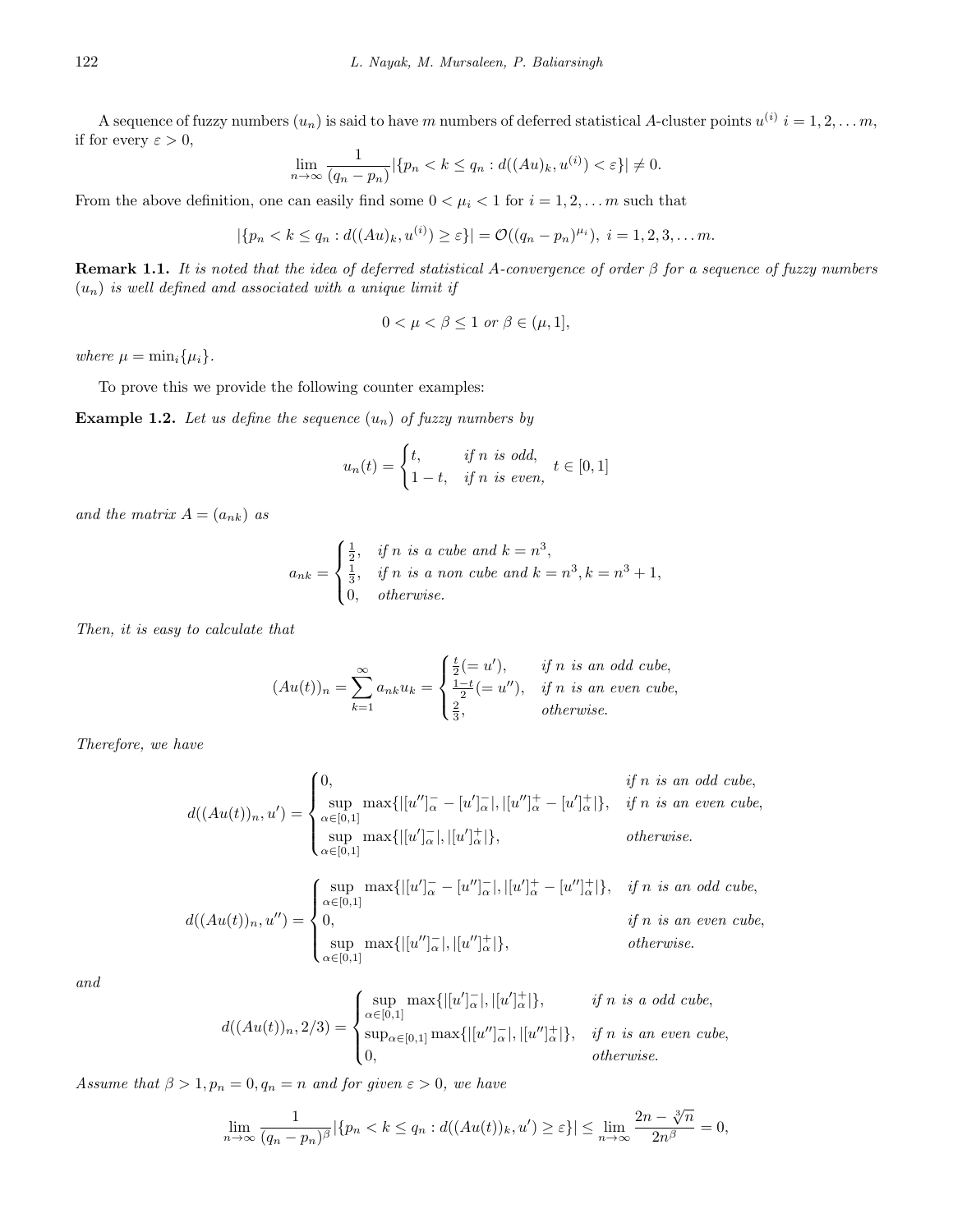A sequence of fuzzy numbers $(u_n)$ is said to have $m$ numbers of deferred statistical $A$-cluster points $u^{(i)}$ $i = 1, 2, \ldots m$, if for every $\varepsilon > 0$,

$$\lim_{n\to\infty} \frac{1}{(q_n - p_n)} |\{p_n < k \leq q_n : d((Au)_k, u^{(i)}) < \varepsilon\}| \neq 0.$$

From the above definition, one can easily find some $0 < \mu_i < 1$ for $i = 1, 2, \ldots m$ such that

$$|\{p_n < k \leq q_n : d((Au)_k, u^{(i)}) \geq \varepsilon\}| = \mathcal{O}((q_n - p_n)^{\mu_i}), \; i = 1, 2, 3, \ldots m.$$

**Remark 1.1.** *It is noted that the idea of deferred statistical $A$-convergence of order $\beta$ for a sequence of fuzzy numbers $(u_n)$ is well defined and associated with a unique limit if*

$$0 < \mu < \beta \leq 1 \text{ or } \beta \in (\mu, 1],$$

*where $\mu = \min_i\{\mu_i\}$.*

To prove this we provide the following counter examples:

**Example 1.2.** *Let us define the sequence $(u_n)$ of fuzzy numbers by*

$$u_n(t) = \begin{cases} t, & \text{if } n \text{ is odd,} \\ 1 - t, & \text{if } n \text{ is even,} \end{cases} \quad t \in [0, 1]$$

*and the matrix $A = (a_{nk})$ as*

$$a_{nk} = \begin{cases} \frac{1}{2}, & \text{if } n \text{ is a cube and } k = n^3, \\ \frac{1}{3}, & \text{if } n \text{ is a non cube and } k = n^3, k = n^3 + 1, \\ 0, & \text{otherwise.} \end{cases}$$

*Then, it is easy to calculate that*

$$(Au(t))_n = \sum_{k=1}^{\infty} a_{nk} u_k = \begin{cases} \frac{t}{2} (= u'), & \text{if } n \text{ is an odd cube,} \\ \frac{1-t}{2} (= u''), & \text{if } n \text{ is an even cube,} \\ \frac{2}{3}, & \text{otherwise.} \end{cases}$$

*Therefore, we have*

$$d((Au(t))_n, u') = \begin{cases} 0, & \text{if } n \text{ is an odd cube,} \\ \sup\limits_{\alpha\in[0,1]} \max\{|[u'']^-_\alpha - [u']^-_\alpha|, |[u'']^+_\alpha - [u']^+_\alpha|\}, & \text{if } n \text{ is an even cube,} \\ \sup\limits_{\alpha\in[0,1]} \max\{|[u']^-_\alpha|, |[u']^+_\alpha|\}, & \text{otherwise.} \end{cases}$$

$$d((Au(t))_n, u'') = \begin{cases} \sup\limits_{\alpha\in[0,1]} \max\{|[u']^-_\alpha - [u'']^-_\alpha|, |[u']^+_\alpha - [u'']^+_\alpha|\}, & \text{if } n \text{ is an odd cube,} \\ 0, & \text{if } n \text{ is an even cube,} \\ \sup\limits_{\alpha\in[0,1]} \max\{|[u'']^-_\alpha|, |[u'']^+_\alpha|\}, & \text{otherwise.} \end{cases}$$

*and*

$$d((Au(t))_n, 2/3) = \begin{cases} \sup\limits_{\alpha\in[0,1]} \max\{|[u']^-_\alpha|, |[u']^+_\alpha|\}, & \text{if } n \text{ is a odd cube,} \\ \sup_{\alpha\in[0,1]} \max\{|[u'']^-_\alpha|, |[u'']^+_\alpha|\}, & \text{if } n \text{ is an even cube,} \\ 0, & \text{otherwise.} \end{cases}$$

*Assume that $\beta > 1, p_n = 0, q_n = n$ and for given $\varepsilon > 0$, we have*

$$\lim_{n\to\infty} \frac{1}{(q_n - p_n)^\beta} |\{p_n < k \leq q_n : d((Au(t))_k, u') \geq \varepsilon\}| \leq \lim_{n\to\infty} \frac{2n - \sqrt[3]{n}}{2n^\beta} = 0,$$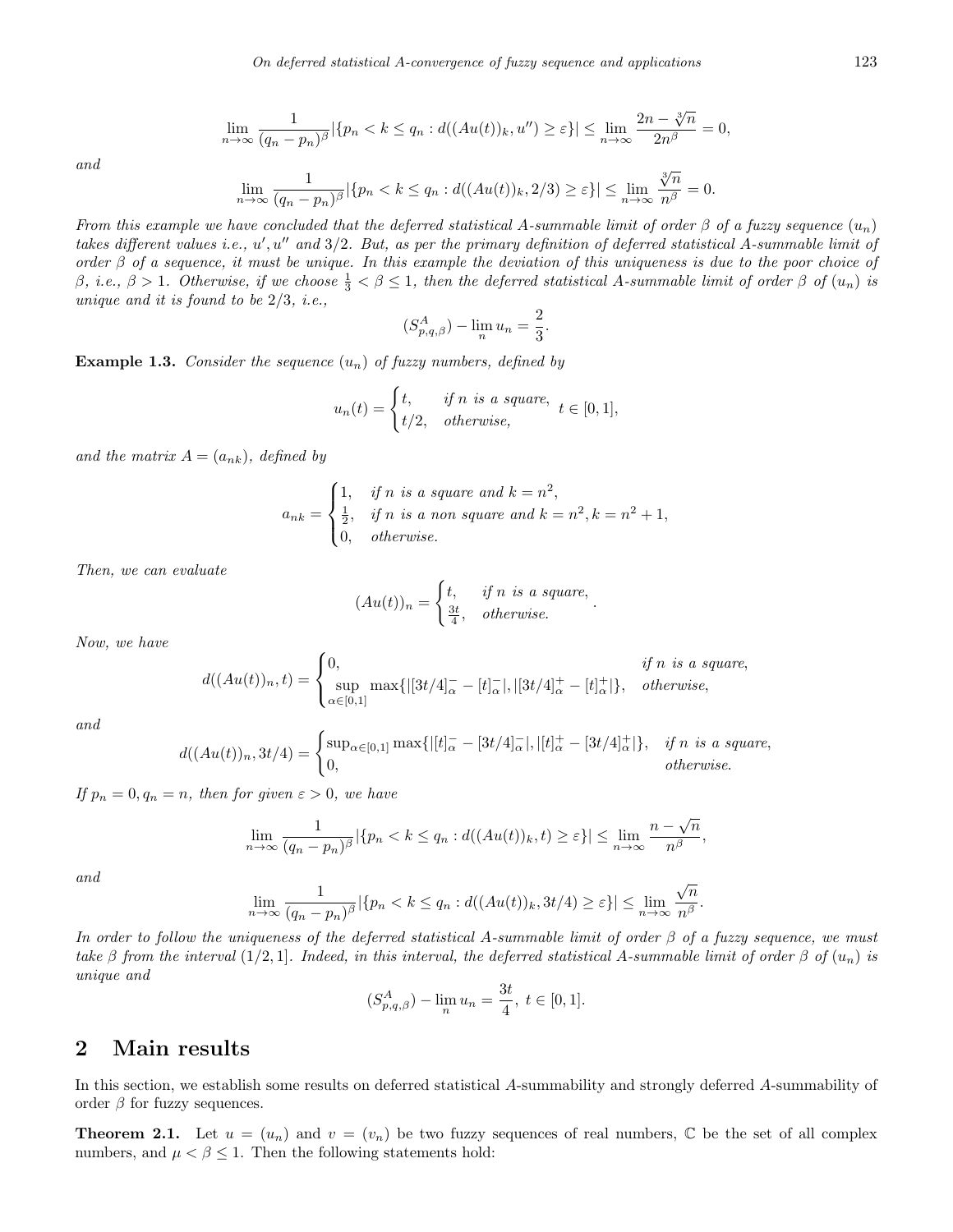$$\lim_{n\to\infty} \frac{1}{(q_n - p_n)^{\beta}} |\{p_n < k \le q_n : d((Au(t))_k, u'') \ge \varepsilon\}| \le \lim_{n\to\infty} \frac{2n - \sqrt[3]{n}}{2n^{\beta}} = 0,$$

*and*

$$\lim_{n\to\infty} \frac{1}{(q_n - p_n)^{\beta}} |\{p_n < k \le q_n : d((Au(t))_k, 2/3) \ge \varepsilon\}| \le \lim_{n\to\infty} \frac{\sqrt[3]{n}}{n^{\beta}} = 0.$$

*From this example we have concluded that the deferred statistical A-summable limit of order $\beta$ of a fuzzy sequence $(u_n)$ takes different values i.e., $u', u''$ and $3/2$. But, as per the primary definition of deferred statistical A-summable limit of order $\beta$ of a sequence, it must be unique. In this example the deviation of this uniqueness is due to the poor choice of $\beta$, i.e., $\beta > 1$. Otherwise, if we choose $\frac{1}{3} < \beta \le 1$, then the deferred statistical A-summable limit of order $\beta$ of $(u_n)$ is unique and it is found to be $2/3$, i.e.,*

$$(S^{A}_{p,q,\beta}) - \lim_{n} u_n = \frac{2}{3}.$$

**Example 1.3.** *Consider the sequence $(u_n)$ of fuzzy numbers, defined by*

$$u_n(t) = \begin{cases} t, & \text{if } n \text{ is a square}, \\ t/2, & \text{otherwise}, \end{cases} \quad t \in [0,1],$$

*and the matrix $A = (a_{nk})$, defined by*

$$a_{nk} = \begin{cases} 1, & \text{if } n \text{ is a square and } k = n^2, \\ \frac{1}{2}, & \text{if } n \text{ is a non square and } k = n^2, k = n^2 + 1, \\ 0, & \text{otherwise}. \end{cases}$$

*Then, we can evaluate*

$$(Au(t))_n = \begin{cases} t, & \text{if } n \text{ is a square}, \\ \frac{3t}{4}, & \text{otherwise}. \end{cases}.$$

*Now, we have*

$$d((Au(t))_n, t) = \begin{cases} 0, & \text{if } n \text{ is a square}, \\ \sup\limits_{\alpha\in[0,1]} \max\{|[3t/4]^{-}_{\alpha} - [t]^{-}_{\alpha}|, |[3t/4]^{+}_{\alpha} - [t]^{+}_{\alpha}|\}, & \text{otherwise}, \end{cases}$$

*and*

$$d((Au(t))_n, 3t/4) = \begin{cases} \sup_{\alpha\in[0,1]} \max\{|[t]^{-}_{\alpha} - [3t/4]^{-}_{\alpha}|, |[t]^{+}_{\alpha} - [3t/4]^{+}_{\alpha}|\}, & \text{if } n \text{ is a square}, \\ 0, & \text{otherwise}. \end{cases}$$

*If $p_n = 0, q_n = n$, then for given $\varepsilon > 0$, we have*

$$\lim_{n\to\infty} \frac{1}{(q_n - p_n)^{\beta}} |\{p_n < k \le q_n : d((Au(t))_k, t) \ge \varepsilon\}| \le \lim_{n\to\infty} \frac{n - \sqrt{n}}{n^{\beta}},$$

*and*

$$\lim_{n\to\infty} \frac{1}{(q_n - p_n)^{\beta}} |\{p_n < k \le q_n : d((Au(t))_k, 3t/4) \ge \varepsilon\}| \le \lim_{n\to\infty} \frac{\sqrt{n}}{n^{\beta}}.$$

*In order to follow the uniqueness of the deferred statistical A-summable limit of order $\beta$ of a fuzzy sequence, we must take $\beta$ from the interval $(1/2, 1]$. Indeed, in this interval, the deferred statistical A-summable limit of order $\beta$ of $(u_n)$ is unique and*

$$(S^{A}_{p,q,\beta}) - \lim_{n} u_n = \frac{3t}{4}, \ t \in [0,1].$$

## 2 Main results

In this section, we establish some results on deferred statistical $A$-summability and strongly deferred $A$-summability of order $\beta$ for fuzzy sequences.

**Theorem 2.1.** Let $u = (u_n)$ and $v = (v_n)$ be two fuzzy sequences of real numbers, $\mathbb{C}$ be the set of all complex numbers, and $\mu < \beta \le 1$. Then the following statements hold: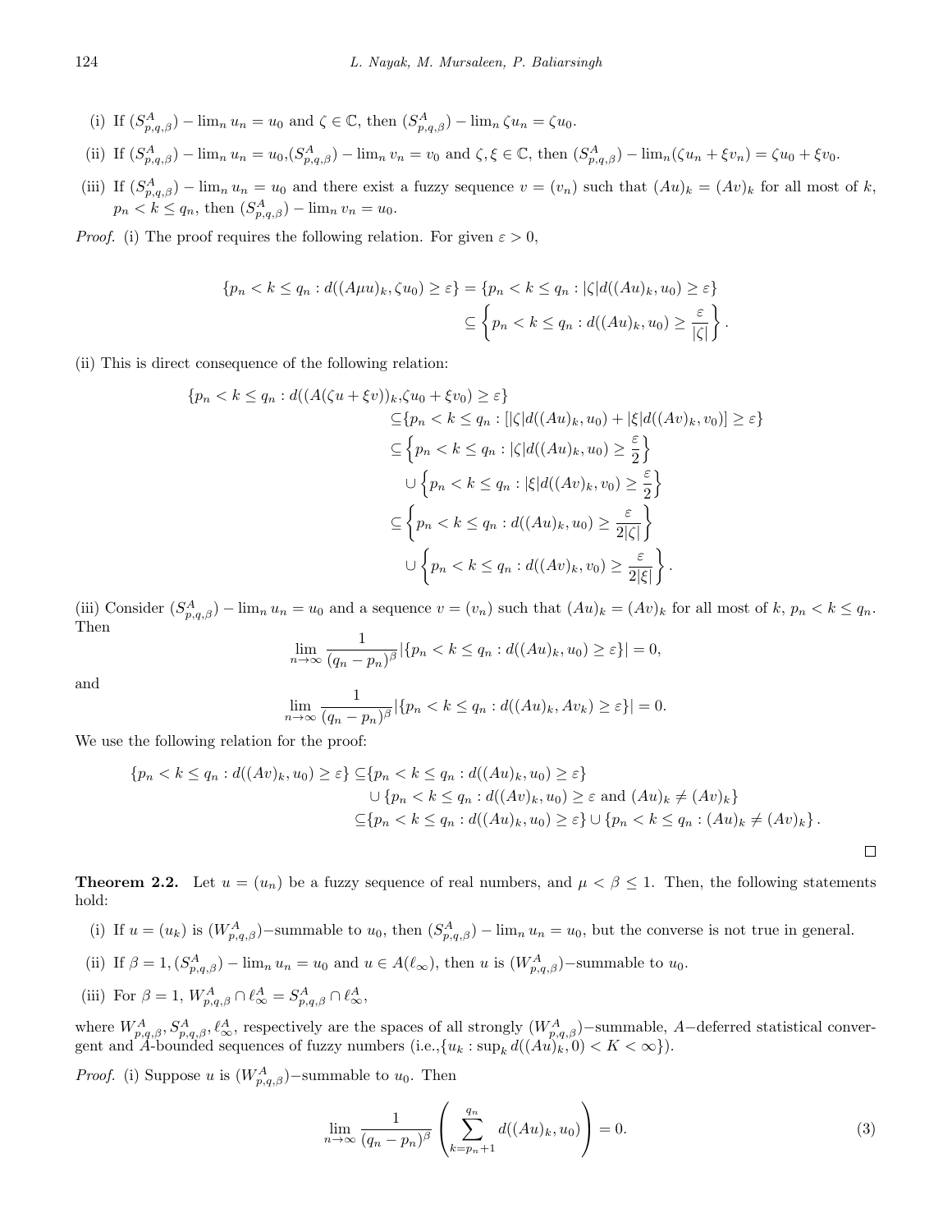(i) If $(S^A_{p,q,\beta}) - \lim_n u_n = u_0$ and $\zeta \in \mathbb{C}$, then $(S^A_{p,q,\beta}) - \lim_n \zeta u_n = \zeta u_0$.

(ii) If $(S^A_{p,q,\beta}) - \lim_n u_n = u_0, (S^A_{p,q,\beta}) - \lim_n v_n = v_0$ and $\zeta, \xi \in \mathbb{C}$, then $(S^A_{p,q,\beta}) - \lim_n (\zeta u_n + \xi v_n) = \zeta u_0 + \xi v_0$.

(iii) If $(S^A_{p,q,\beta}) - \lim_n u_n = u_0$ and there exist a fuzzy sequence $v = (v_n)$ such that $(Au)_k = (Av)_k$ for all most of $k$, $p_n < k \leq q_n$, then $(S^A_{p,q,\beta}) - \lim_n v_n = u_0$.

*Proof.* (i) The proof requires the following relation. For given $\varepsilon > 0$,

$$\begin{aligned}\{p_n < k \leq q_n : d((A\mu u)_k, \zeta u_0) \geq \varepsilon\} &= \{p_n < k \leq q_n : |\zeta| d((Au)_k, u_0) \geq \varepsilon\} \\ &\subseteq \left\{p_n < k \leq q_n : d((Au)_k, u_0) \geq \frac{\varepsilon}{|\zeta|}\right\}.\end{aligned}$$

(ii) This is direct consequence of the following relation:

$$\begin{aligned}\{p_n < k \leq q_n : d((A(\zeta u + \xi v))_k, \zeta u_0 + \xi v_0) \geq \varepsilon\} \\ \subseteq \{p_n < k \leq q_n : [|\zeta| d((Au)_k, u_0) + |\xi| d((Av)_k, v_0)] \geq \varepsilon\} \\ \subseteq \left\{p_n < k \leq q_n : |\zeta| d((Au)_k, u_0) \geq \frac{\varepsilon}{2}\right\} \\ \cup \left\{p_n < k \leq q_n : |\xi| d((Av)_k, v_0) \geq \frac{\varepsilon}{2}\right\} \\ \subseteq \left\{p_n < k \leq q_n : d((Au)_k, u_0) \geq \frac{\varepsilon}{2|\zeta|}\right\} \\ \cup \left\{p_n < k \leq q_n : d((Av)_k, v_0) \geq \frac{\varepsilon}{2|\xi|}\right\}.\end{aligned}$$

(iii) Consider $(S^A_{p,q,\beta}) - \lim_n u_n = u_0$ and a sequence $v = (v_n)$ such that $(Au)_k = (Av)_k$ for all most of $k$, $p_n < k \leq q_n$. Then

$$\lim_{n \to \infty} \frac{1}{(q_n - p_n)^\beta} |\{p_n < k \leq q_n : d((Au)_k, u_0) \geq \varepsilon\}| = 0,$$

and

$$\lim_{n \to \infty} \frac{1}{(q_n - p_n)^\beta} |\{p_n < k \leq q_n : d((Au)_k, Av_k) \geq \varepsilon\}| = 0.$$

We use the following relation for the proof:

$$\begin{aligned}\{p_n < k \leq q_n : d((Av)_k, u_0) \geq \varepsilon\} \subseteq &\{p_n < k \leq q_n : d((Au)_k, u_0) \geq \varepsilon\} \\ &\cup \{p_n < k \leq q_n : d((Av)_k, u_0) \geq \varepsilon \text{ and } (Au)_k \neq (Av)_k\} \\ \subseteq &\{p_n < k \leq q_n : d((Au)_k, u_0) \geq \varepsilon\} \cup \{p_n < k \leq q_n : (Au)_k \neq (Av)_k\}.\end{aligned}$$

□

**Theorem 2.2.** Let $u = (u_n)$ be a fuzzy sequence of real numbers, and $\mu < \beta \leq 1$. Then, the following statements hold:

(i) If $u = (u_k)$ is $(W^A_{p,q,\beta})-$summable to $u_0$, then $(S^A_{p,q,\beta}) - \lim_n u_n = u_0$, but the converse is not true in general.

(ii) If $\beta = 1, (S^A_{p,q,\beta}) - \lim_n u_n = u_0$ and $u \in A(\ell_\infty)$, then $u$ is $(W^A_{p,q,\beta})-$summable to $u_0$.

(iii) For $\beta = 1$, $W^A_{p,q,\beta} \cap \ell^A_\infty = S^A_{p,q,\beta} \cap \ell^A_\infty$,

where $W^A_{p,q,\beta}, S^A_{p,q,\beta}, \ell^A_\infty$, respectively are the spaces of all strongly $(W^A_{p,q,\beta})-$summable, $A-$deferred statistical convergent and $A$-bounded sequences of fuzzy numbers (i.e.,$\{u_k : \sup_k d((Au)_k, 0) < K < \infty\}$).

*Proof.* (i) Suppose $u$ is $(W^A_{p,q,\beta})-$summable to $u_0$. Then

$$\lim_{n \to \infty} \frac{1}{(q_n - p_n)^\beta} \left(\sum_{k=p_n+1}^{q_n} d((Au)_k, u_0)\right) = 0. \tag{3}$$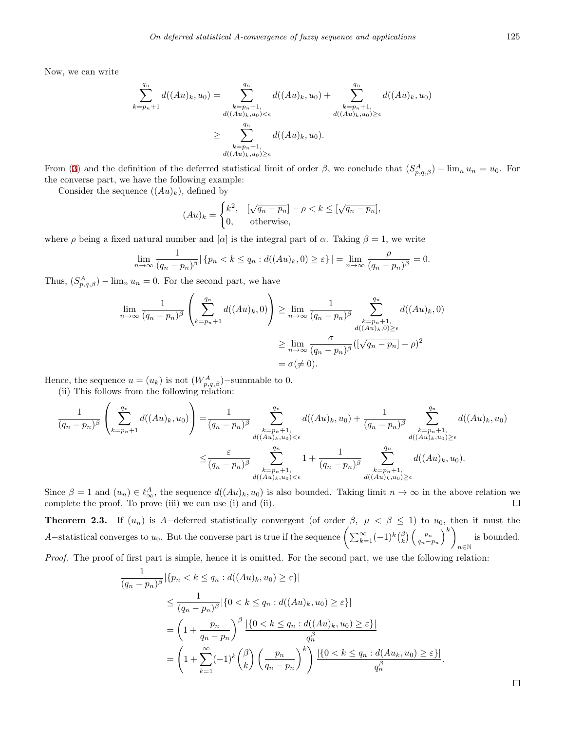Now, we can write

$$\sum_{k=p_n+1}^{q_n} d((Au)_k, u_0) = \sum_{\substack{k=p_n+1,\\ d((Au)_k,u_0)<\epsilon}}^{q_n} d((Au)_k, u_0) + \sum_{\substack{k=p_n+1,\\ d((Au)_k,u_0)\geq\epsilon}}^{q_n} d((Au)_k, u_0)$$
$$\geq \sum_{\substack{k=p_n+1,\\ d((Au)_k,u_0)\geq\epsilon}}^{q_n} d((Au)_k, u_0).$$

From (3) and the definition of the deferred statistical limit of order $\beta$, we conclude that $(S^A_{p,q,\beta}) - \lim_n u_n = u_0$. For the converse part, we have the following example:

Consider the sequence $((Au)_k)$, defined by

$$(Au)_k = \begin{cases} k^2, & [\sqrt{q_n - p_n}] - \rho < k \leq [\sqrt{q_n - p_n}], \\ 0, & \text{otherwise}, \end{cases}$$

where $\rho$ being a fixed natural number and $[\alpha]$ is the integral part of $\alpha$. Taking $\beta = 1$, we write

$$\lim_{n\to\infty} \frac{1}{(q_n - p_n)^\beta} |\{p_n < k \leq q_n : d((Au)_k, 0) \geq \varepsilon\}| = \lim_{n\to\infty} \frac{\rho}{(q_n - p_n)^\beta} = 0.$$

Thus, $(S^A_{p,q,\beta}) - \lim_n u_n = 0$. For the second part, we have

$$\lim_{n\to\infty} \frac{1}{(q_n - p_n)^\beta} \left( \sum_{k=p_n+1}^{q_n} d((Au)_k, 0) \right) \geq \lim_{n\to\infty} \frac{1}{(q_n - p_n)^\beta} \sum_{\substack{k=p_n+1,\\ d((Au)_k,0)\geq\epsilon}}^{q_n} d((Au)_k, 0)$$
$$\geq \lim_{n\to\infty} \frac{\sigma}{(q_n - p_n)^\beta} ([\sqrt{q_n - p_n}] - \rho)^2$$
$$= \sigma (\neq 0).$$

Hence, the sequence $u = (u_k)$ is not $(W^A_{p,q,\beta})$−summable to 0.

(ii) This follows from the following relation:

$$\frac{1}{(q_n - p_n)^\beta} \left( \sum_{k=p_n+1}^{q_n} d((Au)_k, u_0) \right) = \frac{1}{(q_n - p_n)^\beta} \sum_{\substack{k=p_n+1,\\ d((Au)_k,u_0)<\epsilon}}^{q_n} d((Au)_k, u_0) + \frac{1}{(q_n - p_n)^\beta} \sum_{\substack{k=p_n+1,\\ d((Au)_k,u_0)\geq\epsilon}}^{q_n} d((Au)_k, u_0)$$
$$\leq \frac{\varepsilon}{(q_n - p_n)^\beta} \sum_{\substack{k=p_n+1,\\ d((Au)_k,u_0)<\epsilon}}^{q_n} 1 + \frac{1}{(q_n - p_n)^\beta} \sum_{\substack{k=p_n+1,\\ d((Au)_k,u_0)\geq\epsilon}}^{q_n} d((Au)_k, u_0).$$

Since $\beta = 1$ and $(u_n) \in \ell^A_\infty$, the sequence $d((Au)_k, u_0)$ is also bounded. Taking limit $n \to \infty$ in the above relation we complete the proof. To prove (iii) we can use (i) and (ii). □

**Theorem 2.3.** If $(u_n)$ is $A$−deferred statistically convergent (of order $\beta$, $\mu < \beta \leq 1$) to $u_0$, then it must the $A$−statistical converges to $u_0$. But the converse part is true if the sequence $\left( \sum_{k=1}^{\infty} (-1)^k \binom{\beta}{k} \left( \frac{p_n}{q_n - p_n} \right)^k \right)_{n\in\mathbb{N}}$ is bounded.

*Proof.* The proof of first part is simple, hence it is omitted. For the second part, we use the following relation:

$$\frac{1}{(q_n - p_n)^\beta} |\{p_n < k \leq q_n : d((Au)_k, u_0) \geq \varepsilon\}|$$
$$\leq \frac{1}{(q_n - p_n)^\beta} |\{0 < k \leq q_n : d((Au)_k, u_0) \geq \varepsilon\}|$$
$$= \left(1 + \frac{p_n}{q_n - p_n}\right)^\beta \frac{|\{0 < k \leq q_n : d((Au)_k, u_0) \geq \varepsilon\}|}{q_n^\beta}$$
$$= \left(1 + \sum_{k=1}^{\infty} (-1)^k \binom{\beta}{k} \left(\frac{p_n}{q_n - p_n}\right)^k\right) \frac{|\{0 < k \leq q_n : d(Au_k, u_0) \geq \varepsilon\}|}{q_n^\beta}.$$

□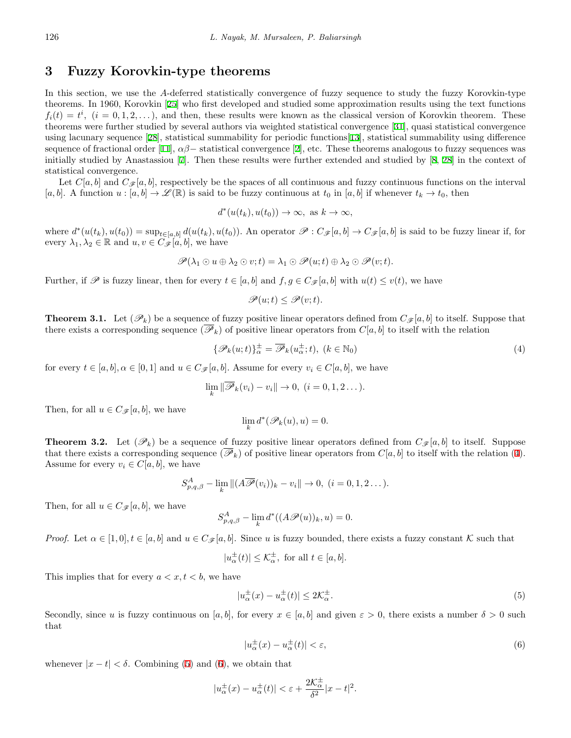## 3 Fuzzy Korovkin-type theorems

In this section, we use the $A$-deferred statistically convergence of fuzzy sequence to study the fuzzy Korovkin-type theorems. In 1960, Korovkin [25] who first developed and studied some approximation results using the text functions $f_i(t) = t^i,\ (i = 0, 1, 2, \dots)$, and then, these results were known as the classical version of Korovkin theorem. These theorems were further studied by several authors via weighted statistical convergence [31], quasi statistical convergence using lacunary sequence [28], statistical summability for periodic functions[13], statistical summability using difference sequence of fractional order [11], $\alpha\beta-$ statistical convergence [2], etc. These theorems analogous to fuzzy sequences was initially studied by Anastassiou [7]. Then these results were further extended and studied by [8, 28] in the context of statistical convergence.

Let $C[a, b]$ and $C_{\mathscr{F}}[a, b]$, respectively be the spaces of all continuous and fuzzy continuous functions on the interval $[a, b]$. A function $u : [a, b] \to \mathscr{L}(\mathbb{R})$ is said to be fuzzy continuous at $t_0$ in $[a, b]$ if whenever $t_k \to t_0$, then

$$d^*(u(t_k), u(t_0)) \to \infty, \text{ as } k \to \infty,$$

where $d^*(u(t_k), u(t_0)) = \sup_{t \in [a,b]} d(u(t_k), u(t_0))$. An operator $\mathscr{P} : C_{\mathscr{F}}[a, b] \to C_{\mathscr{F}}[a, b]$ is said to be fuzzy linear if, for every $\lambda_1, \lambda_2 \in \mathbb{R}$ and $u, v \in C_{\mathscr{F}}[a, b]$, we have

$$\mathscr{P}(\lambda_1 \odot u \oplus \lambda_2 \odot v; t) = \lambda_1 \odot \mathscr{P}(u; t) \oplus \lambda_2 \odot \mathscr{P}(v; t).$$

Further, if $\mathscr{P}$ is fuzzy linear, then for every $t \in [a, b]$ and $f, g \in C_{\mathscr{F}}[a, b]$ with $u(t) \le v(t)$, we have

$$\mathscr{P}(u; t) \le \mathscr{P}(v; t).$$

**Theorem 3.1.** Let $(\mathscr{P}_k)$ be a sequence of fuzzy positive linear operators defined from $C_{\mathscr{F}}[a, b]$ to itself. Suppose that there exists a corresponding sequence $(\overline{\mathscr{P}}_k)$ of positive linear operators from $C[a, b]$ to itself with the relation

$$\{\mathscr{P}_k(u; t)\}^{\pm}_{\alpha} = \overline{\mathscr{P}}_k(u^{\pm}_{\alpha}; t),\ (k \in \mathbb{N}_0) \tag{4}$$

for every $t \in [a, b], \alpha \in [0, 1]$ and $u \in C_{\mathscr{F}}[a, b]$. Assume for every $v_i \in C[a, b]$, we have

$$\lim_k \|\overline{\mathscr{P}}_k(v_i) - v_i\| \to 0,\ (i = 0, 1, 2 \dots).$$

Then, for all $u \in C_{\mathscr{F}}[a, b]$, we have

$$\lim_k d^*(\mathscr{P}_k(u), u) = 0.$$

**Theorem 3.2.** Let $(\mathscr{P}_k)$ be a sequence of fuzzy positive linear operators defined from $C_{\mathscr{F}}[a, b]$ to itself. Suppose that there exists a corresponding sequence $(\overline{\mathscr{P}}_k)$ of positive linear operators from $C[a, b]$ to itself with the relation (4). Assume for every $v_i \in C[a, b]$, we have

$$S^A_{p,q,\beta} - \lim_k \|(A\overline{\mathscr{P}}(v_i))_k - v_i\| \to 0,\ (i = 0, 1, 2 \dots).$$

Then, for all $u \in C_{\mathscr{F}}[a, b]$, we have

$$S^A_{p,q,\beta} - \lim_k d^*((A\mathscr{P}(u))_k, u) = 0.$$

*Proof.* Let $\alpha \in [1, 0], t \in [a, b]$ and $u \in C_{\mathscr{F}}[a, b]$. Since $u$ is fuzzy bounded, there exists a fuzzy constant $\mathcal{K}$ such that

$$|u^{\pm}_{\alpha}(t)| \le \mathcal{K}^{\pm}_{\alpha}, \text{ for all } t \in [a, b].$$

This implies that for every $a < x, t < b$, we have

$$|u^{\pm}_{\alpha}(x) - u^{\pm}_{\alpha}(t)| \le 2\mathcal{K}^{\pm}_{\alpha}. \tag{5}$$

Secondly, since $u$ is fuzzy continuous on $[a, b]$, for every $x \in [a, b]$ and given $\varepsilon > 0$, there exists a number $\delta > 0$ such that

$$|u^{\pm}_{\alpha}(x) - u^{\pm}_{\alpha}(t)| < \varepsilon, \tag{6}$$

whenever $|x - t| < \delta$. Combining (5) and (6), we obtain that

$$|u^{\pm}_{\alpha}(x) - u^{\pm}_{\alpha}(t)| < \varepsilon + \frac{2\mathcal{K}^{\pm}_{\alpha}}{\delta^2}|x - t|^2.$$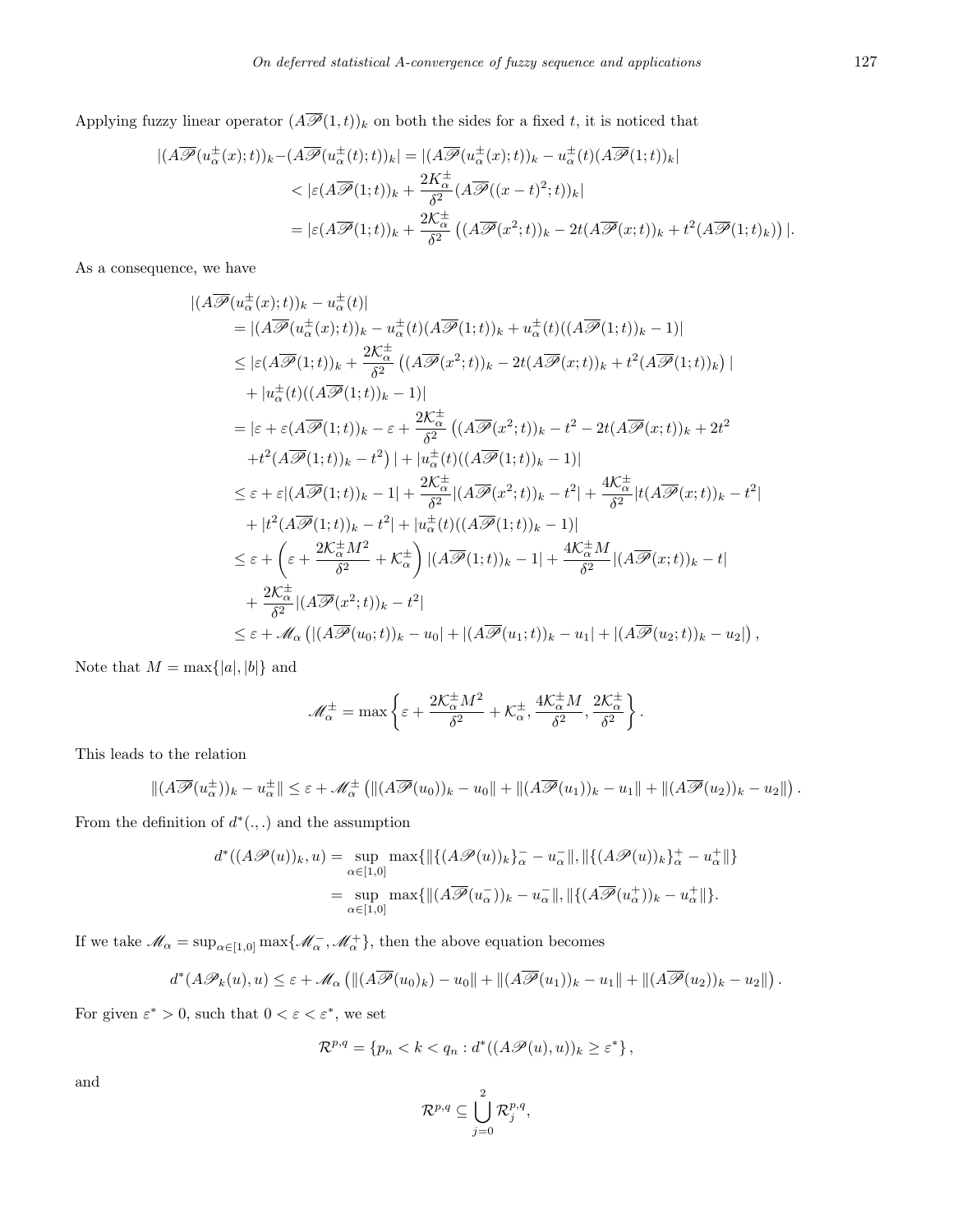Applying fuzzy linear operator $(A\overline{\mathscr{P}}(1,t))_k$ on both the sides for a fixed $t$, it is noticed that

$$
\begin{aligned}
|(A\overline{\mathscr{P}}(u_\alpha^\pm(x);t))_k - (A\overline{\mathscr{P}}(u_\alpha^\pm(t);t))_k| &= |(A\overline{\mathscr{P}}(u_\alpha^\pm(x);t))_k - u_\alpha^\pm(t)(A\overline{\mathscr{P}}(1;t))_k| \\
&< |\varepsilon(A\overline{\mathscr{P}}(1;t))_k + \frac{2\mathcal{K}_\alpha^\pm}{\delta^2}(A\overline{\mathscr{P}}((x-t)^2;t))_k| \\
&= |\varepsilon(A\overline{\mathscr{P}}(1;t))_k + \frac{2\mathcal{K}_\alpha^\pm}{\delta^2}\left((A\overline{\mathscr{P}}(x^2;t))_k - 2t(A\overline{\mathscr{P}}(x;t))_k + t^2(A\overline{\mathscr{P}}(1;t)_k)\right)|.
\end{aligned}
$$

As a consequence, we have

$$
\begin{aligned}
&|(A\overline{\mathscr{P}}(u_\alpha^\pm(x);t)_k - u_\alpha^\pm(t)| \\
&= |(A\overline{\mathscr{P}}(u_\alpha^\pm(x);t))_k - u_\alpha^\pm(t)(A\overline{\mathscr{P}}(1;t))_k + u_\alpha^\pm(t)((A\overline{\mathscr{P}}(1;t))_k - 1)| \\
&\leq |\varepsilon(A\overline{\mathscr{P}}(1;t))_k + \frac{2\mathcal{K}_\alpha^\pm}{\delta^2}\left((A\overline{\mathscr{P}}(x^2;t))_k - 2t(A\overline{\mathscr{P}}(x;t))_k + t^2(A\overline{\mathscr{P}}(1;t))_k\right)| \\
&\quad + |u_\alpha^\pm(t)((A\overline{\mathscr{P}}(1;t))_k - 1)| \\
&= |\varepsilon + \varepsilon(A\overline{\mathscr{P}}(1;t))_k - \varepsilon + \frac{2\mathcal{K}_\alpha^\pm}{\delta^2}\left((A\overline{\mathscr{P}}(x^2;t))_k - t^2 - 2t(A\overline{\mathscr{P}}(x;t))_k + 2t^2\right. \\
&\quad \left.+ t^2(A\overline{\mathscr{P}}(1;t))_k - t^2\right)| + |u_\alpha^\pm(t)((A\overline{\mathscr{P}}(1;t))_k - 1)| \\
&\leq \varepsilon + \varepsilon|(A\overline{\mathscr{P}}(1;t))_k - 1| + \frac{2\mathcal{K}_\alpha^\pm}{\delta^2}|(A\overline{\mathscr{P}}(x^2;t))_k - t^2| + \frac{4\mathcal{K}_\alpha^\pm}{\delta^2}|t(A\overline{\mathscr{P}}(x;t))_k - t^2| \\
&\quad + |t^2(A\overline{\mathscr{P}}(1;t))_k - t^2| + |u_\alpha^\pm(t)((A\overline{\mathscr{P}}(1;t))_k - 1)| \\
&\leq \varepsilon + \left(\varepsilon + \frac{2\mathcal{K}_\alpha^\pm M^2}{\delta^2} + \mathcal{K}_\alpha^\pm\right)|(A\overline{\mathscr{P}}(1;t))_k - 1| + \frac{4\mathcal{K}_\alpha^\pm M}{\delta^2}|(A\overline{\mathscr{P}}(x;t))_k - t| \\
&\quad + \frac{2\mathcal{K}_\alpha^\pm}{\delta^2}|(A\overline{\mathscr{P}}(x^2;t))_k - t^2| \\
&\leq \varepsilon + \mathscr{M}_\alpha\left(|(A\overline{\mathscr{P}}(u_0;t))_k - u_0| + |(A\overline{\mathscr{P}}(u_1;t))_k - u_1| + |(A\overline{\mathscr{P}}(u_2;t))_k - u_2|\right),
\end{aligned}
$$

Note that $M = \max\{|a|,|b|\}$ and

$$
\mathscr{M}_\alpha^\pm = \max\left\{\varepsilon + \frac{2\mathcal{K}_\alpha^\pm M^2}{\delta^2} + \mathcal{K}_\alpha^\pm, \frac{4\mathcal{K}_\alpha^\pm M}{\delta^2}, \frac{2\mathcal{K}_\alpha^\pm}{\delta^2}\right\}.
$$

This leads to the relation

$$
\|(A\overline{\mathscr{P}}(u_\alpha^\pm))_k - u_\alpha^\pm\| \leq \varepsilon + \mathscr{M}_\alpha^\pm\left(\|(A\overline{\mathscr{P}}(u_0))_k - u_0\| + \|(A\overline{\mathscr{P}}(u_1))_k - u_1\| + \|(A\overline{\mathscr{P}}(u_2))_k - u_2\|\right).
$$

From the definition of $d^*(.,.)$ and the assumption

$$
\begin{aligned}
d^*((A\mathscr{P}(u))_k, u) &= \sup_{\alpha\in[1,0]} \max\{\|\{(A\mathscr{P}(u))_k\}_\alpha^- - u_\alpha^-\|, \|\{(A\mathscr{P}(u))_k\}_\alpha^+ - u_\alpha^+\|\} \\
&= \sup_{\alpha\in[1,0]} \max\{\|(A\overline{\mathscr{P}}(u_\alpha^-))_k - u_\alpha^-\|, \|\{(A\overline{\mathscr{P}}(u_\alpha^+))_k - u_\alpha^+\|\}.
\end{aligned}
$$

If we take $\mathscr{M}_\alpha = \sup_{\alpha\in[1,0]} \max\{\mathscr{M}_\alpha^-, \mathscr{M}_\alpha^+\}$, then the above equation becomes

$$
d^*(A\mathscr{P}_k(u), u) \leq \varepsilon + \mathscr{M}_\alpha\left(\|(A\overline{\mathscr{P}}(u_0)_k) - u_0\| + \|(A\overline{\mathscr{P}}(u_1))_k - u_1\| + \|(A\overline{\mathscr{P}}(u_2))_k - u_2\|\right).
$$

For given $\varepsilon^* > 0$, such that $0 < \varepsilon < \varepsilon^*$, we set

$$
\mathcal{R}^{p,q} = \{p_n < k < q_n : d^*((A\mathscr{P}(u), u))_k \geq \varepsilon^*\},
$$

and

$$
\mathcal{R}^{p,q} \subseteq \bigcup_{j=0}^{2} \mathcal{R}_j^{p,q},
$$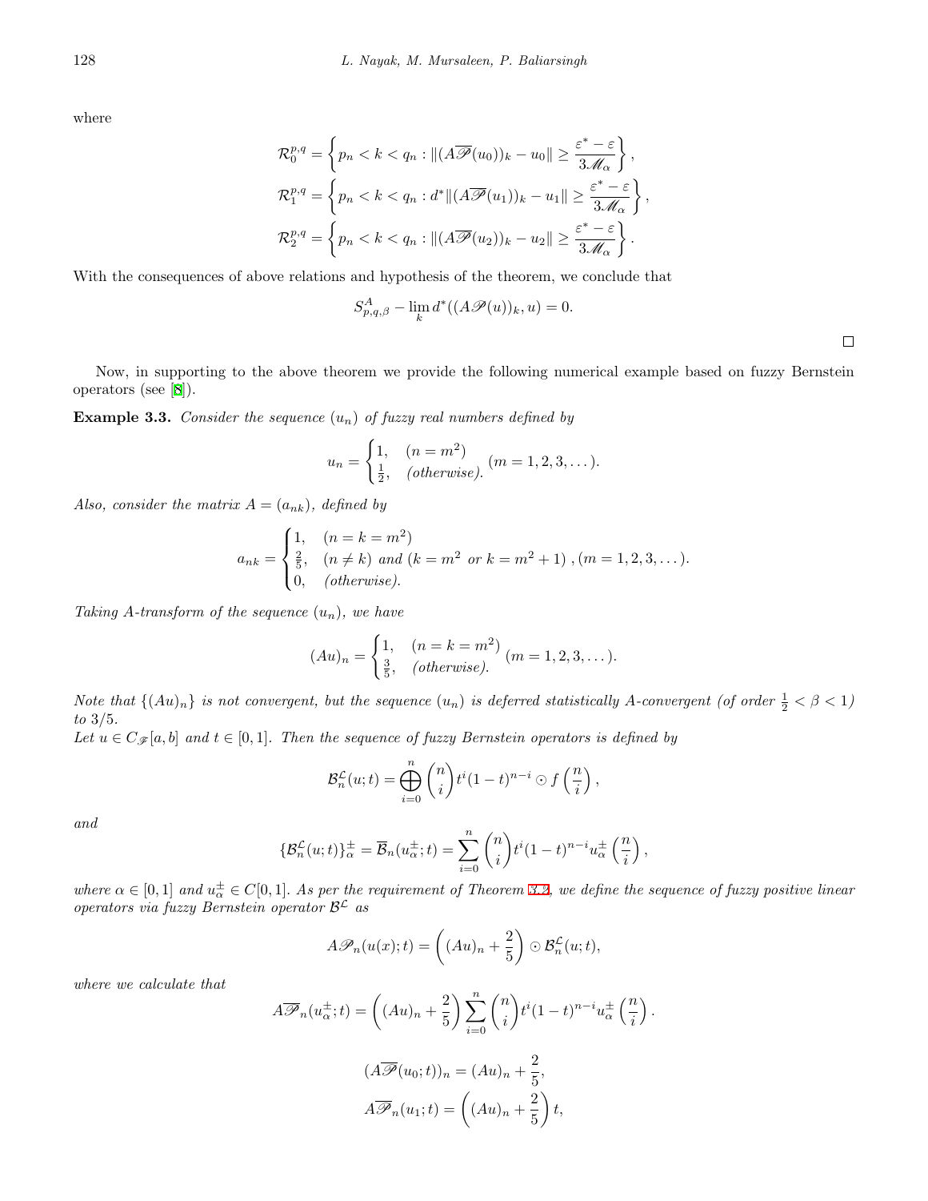where

$$\mathcal{R}_0^{p,q} = \left\{ p_n < k < q_n : \|(A\overline{\mathscr{P}}(u_0))_k - u_0\| \geq \frac{\varepsilon^* - \varepsilon}{3\mathscr{M}_\alpha} \right\},$$

$$\mathcal{R}_1^{p,q} = \left\{ p_n < k < q_n : d^*\|(A\overline{\mathscr{P}}(u_1))_k - u_1\| \geq \frac{\varepsilon^* - \varepsilon}{3\mathscr{M}_\alpha} \right\},$$

$$\mathcal{R}_2^{p,q} = \left\{ p_n < k < q_n : \|(A\overline{\mathscr{P}}(u_2))_k - u_2\| \geq \frac{\varepsilon^* - \varepsilon}{3\mathscr{M}_\alpha} \right\}.$$

With the consequences of above relations and hypothesis of the theorem, we conclude that

$$S_{p,q,\beta}^A - \lim_k d^*((A\mathscr{P}(u))_k, u) = 0.$$

□

Now, in supporting to the above theorem we provide the following numerical example based on fuzzy Bernstein operators (see [8]).

**Example 3.3.** *Consider the sequence $(u_n)$ of fuzzy real numbers defined by*

$$u_n = \begin{cases} 1, & (n = m^2) \\ \frac{1}{2}, & \textit{(otherwise).} \end{cases} (m = 1, 2, 3, \dots).$$

*Also, consider the matrix $A = (a_{nk})$, defined by*

$$a_{nk} = \begin{cases} 1, & (n = k = m^2) \\ \frac{2}{5}, & (n \neq k) \text{ and } (k = m^2 \text{ or } k = m^2 + 1) \\ 0, & \textit{(otherwise).} \end{cases}, (m = 1, 2, 3, \dots).$$

*Taking A-transform of the sequence $(u_n)$, we have*

$$(Au)_n = \begin{cases} 1, & (n = k = m^2) \\ \frac{3}{5}, & \textit{(otherwise).} \end{cases} (m = 1, 2, 3, \dots).$$

*Note that $\{(Au)_n\}$ is not convergent, but the sequence $(u_n)$ is deferred statistically A-convergent (of order $\frac{1}{2} < \beta < 1$) to 3/5.*

*Let $u \in C_{\mathscr{F}}[a, b]$ and $t \in [0, 1]$. Then the sequence of fuzzy Bernstein operators is defined by*

$$\mathcal{B}_n^{\mathcal{L}}(u; t) = \bigoplus_{i=0}^{n} \binom{n}{i} t^i (1 - t)^{n-i} \odot f\left(\frac{n}{i}\right),$$

*and*

$$\{\mathcal{B}_n^{\mathcal{L}}(u; t)\}_\alpha^\pm = \overline{\mathcal{B}}_n(u_\alpha^\pm; t) = \sum_{i=0}^{n} \binom{n}{i} t^i (1 - t)^{n-i} u_\alpha^\pm\left(\frac{n}{i}\right),$$

*where $\alpha \in [0, 1]$ and $u_\alpha^\pm \in C[0, 1]$. As per the requirement of Theorem 3.2, we define the sequence of fuzzy positive linear operators via fuzzy Bernstein operator $\mathcal{B}^{\mathcal{L}}$ as*

$$A\mathscr{P}_n(u(x); t) = \left((Au)_n + \frac{2}{5}\right) \odot \mathcal{B}_n^{\mathcal{L}}(u; t),$$

*where we calculate that*

$$A\overline{\mathscr{P}}_n(u_\alpha^\pm; t) = \left((Au)_n + \frac{2}{5}\right) \sum_{i=0}^{n} \binom{n}{i} t^i (1 - t)^{n-i} u_\alpha^\pm\left(\frac{n}{i}\right).$$

$$(A\overline{\mathscr{P}}(u_0; t))_n = (Au)_n + \frac{2}{5},$$

$$A\overline{\mathscr{P}}_n(u_1; t) = \left((Au)_n + \frac{2}{5}\right) t,$$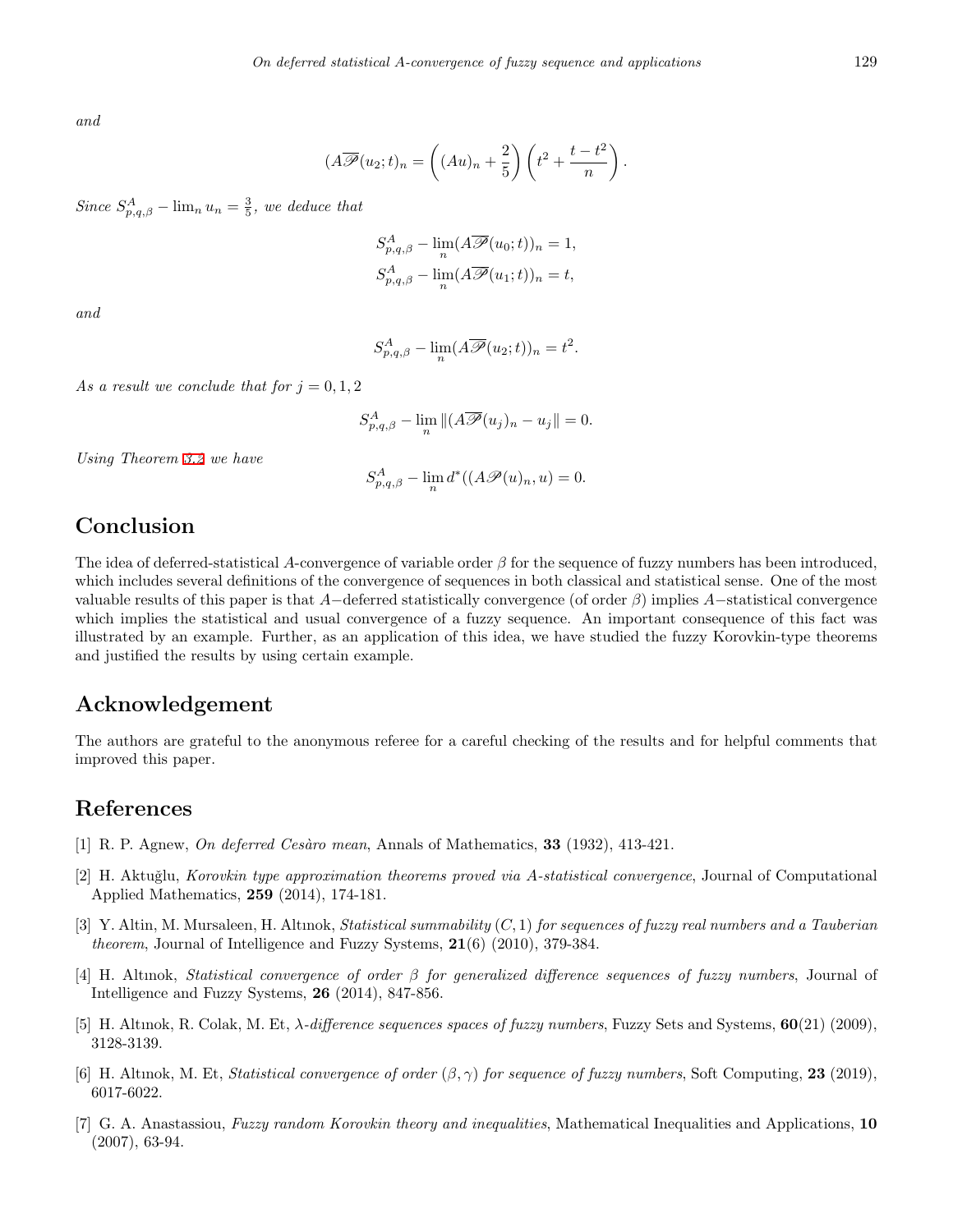*and*

$$(A\overline{\mathscr{P}}(u_2;t))_n = \left((Au)_n + \frac{2}{5}\right)\left(t^2 + \frac{t-t^2}{n}\right).$$

*Since* $S^A_{p,q,\beta} - \lim_n u_n = \frac{3}{5}$, *we deduce that*

$$S^A_{p,q,\beta} - \lim_n (A\overline{\mathscr{P}}(u_0;t))_n = 1,$$
$$S^A_{p,q,\beta} - \lim_n (A\overline{\mathscr{P}}(u_1;t))_n = t,$$

*and*

$$S^A_{p,q,\beta} - \lim_n (A\overline{\mathscr{P}}(u_2;t))_n = t^2.$$

*As a result we conclude that for* $j = 0, 1, 2$

$$S^A_{p,q,\beta} - \lim_n \|(A\overline{\mathscr{P}}(u_j)_n - u_j\| = 0.$$

*Using Theorem 3.2 we have*

$$S^A_{p,q,\beta} - \lim_n d^*((A\mathscr{P}(u)_n, u) = 0.$$

## Conclusion

The idea of deferred-statistical $A$-convergence of variable order $\beta$ for the sequence of fuzzy numbers has been introduced, which includes several definitions of the convergence of sequences in both classical and statistical sense. One of the most valuable results of this paper is that $A-$deferred statistically convergence (of order $\beta$) implies $A-$statistical convergence which implies the statistical and usual convergence of a fuzzy sequence. An important consequence of this fact was illustrated by an example. Further, as an application of this idea, we have studied the fuzzy Korovkin-type theorems and justified the results by using certain example.

## Acknowledgement

The authors are grateful to the anonymous referee for a careful checking of the results and for helpful comments that improved this paper.

## References

[1] R. P. Agnew, *On deferred Cesàro mean*, Annals of Mathematics, **33** (1932), 413-421.

[2] H. Aktuğlu, *Korovkin type approximation theorems proved via A-statistical convergence*, Journal of Computational Applied Mathematics, **259** (2014), 174-181.

[3] Y. Altin, M. Mursaleen, H. Altınok, *Statistical summability $(C, 1)$ for sequences of fuzzy real numbers and a Tauberian theorem*, Journal of Intelligence and Fuzzy Systems, **21**(6) (2010), 379-384.

[4] H. Altınok, *Statistical convergence of order $\beta$ for generalized difference sequences of fuzzy numbers*, Journal of Intelligence and Fuzzy Systems, **26** (2014), 847-856.

[5] H. Altınok, R. Colak, M. Et, *$\lambda$-difference sequences spaces of fuzzy numbers*, Fuzzy Sets and Systems, **60**(21) (2009), 3128-3139.

[6] H. Altınok, M. Et, *Statistical convergence of order $(\beta, \gamma)$ for sequence of fuzzy numbers*, Soft Computing, **23** (2019), 6017-6022.

[7] G. A. Anastassiou, *Fuzzy random Korovkin theory and inequalities*, Mathematical Inequalities and Applications, **10** (2007), 63-94.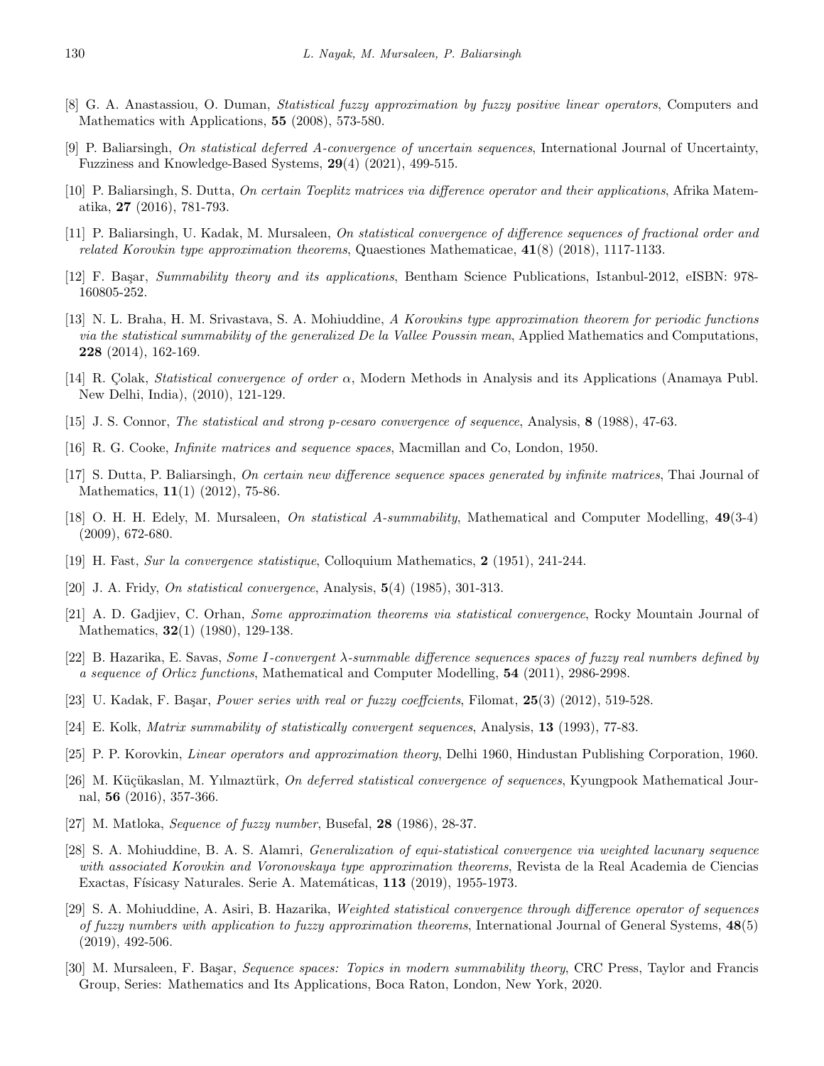[8] G. A. Anastassiou, O. Duman, *Statistical fuzzy approximation by fuzzy positive linear operators*, Computers and Mathematics with Applications, **55** (2008), 573-580.

[9] P. Baliarsingh, *On statistical deferred A-convergence of uncertain sequences*, International Journal of Uncertainty, Fuzziness and Knowledge-Based Systems, **29**(4) (2021), 499-515.

[10] P. Baliarsingh, S. Dutta, *On certain Toeplitz matrices via difference operator and their applications*, Afrika Matematika, **27** (2016), 781-793.

[11] P. Baliarsingh, U. Kadak, M. Mursaleen, *On statistical convergence of difference sequences of fractional order and related Korovkin type approximation theorems*, Quaestiones Mathematicae, **41**(8) (2018), 1117-1133.

[12] F. Başar, *Summability theory and its applications*, Bentham Science Publications, Istanbul-2012, eISBN: 978-160805-252.

[13] N. L. Braha, H. M. Srivastava, S. A. Mohiuddine, *A Korovkins type approximation theorem for periodic functions via the statistical summability of the generalized De la Vallee Poussin mean*, Applied Mathematics and Computations, **228** (2014), 162-169.

[14] R. Çolak, *Statistical convergence of order $\alpha$*, Modern Methods in Analysis and its Applications (Anamaya Publ. New Delhi, India), (2010), 121-129.

[15] J. S. Connor, *The statistical and strong p-cesaro convergence of sequence*, Analysis, **8** (1988), 47-63.

[16] R. G. Cooke, *Infinite matrices and sequence spaces*, Macmillan and Co, London, 1950.

[17] S. Dutta, P. Baliarsingh, *On certain new difference sequence spaces generated by infinite matrices*, Thai Journal of Mathematics, **11**(1) (2012), 75-86.

[18] O. H. H. Edely, M. Mursaleen, *On statistical A-summability*, Mathematical and Computer Modelling, **49**(3-4) (2009), 672-680.

[19] H. Fast, *Sur la convergence statistique*, Colloquium Mathematics, **2** (1951), 241-244.

[20] J. A. Fridy, *On statistical convergence*, Analysis, **5**(4) (1985), 301-313.

[21] A. D. Gadjiev, C. Orhan, *Some approximation theorems via statistical convergence*, Rocky Mountain Journal of Mathematics, **32**(1) (1980), 129-138.

[22] B. Hazarika, E. Savas, *Some I-convergent $\lambda$-summable difference sequences spaces of fuzzy real numbers defined by a sequence of Orlicz functions*, Mathematical and Computer Modelling, **54** (2011), 2986-2998.

[23] U. Kadak, F. Başar, *Power series with real or fuzzy coeffcients*, Filomat, **25**(3) (2012), 519-528.

[24] E. Kolk, *Matrix summability of statistically convergent sequences*, Analysis, **13** (1993), 77-83.

[25] P. P. Korovkin, *Linear operators and approximation theory*, Delhi 1960, Hindustan Publishing Corporation, 1960.

[26] M. Küçükaslan, M. Yılmaztürk, *On deferred statistical convergence of sequences*, Kyungpook Mathematical Journal, **56** (2016), 357-366.

[27] M. Matloka, *Sequence of fuzzy number*, Busefal, **28** (1986), 28-37.

[28] S. A. Mohiuddine, B. A. S. Alamri, *Generalization of equi-statistical convergence via weighted lacunary sequence with associated Korovkin and Voronovskaya type approximation theorems*, Revista de la Real Academia de Ciencias Exactas, Físicasy Naturales. Serie A. Matemáticas, **113** (2019), 1955-1973.

[29] S. A. Mohiuddine, A. Asiri, B. Hazarika, *Weighted statistical convergence through difference operator of sequences of fuzzy numbers with application to fuzzy approximation theorems*, International Journal of General Systems, **48**(5) (2019), 492-506.

[30] M. Mursaleen, F. Başar, *Sequence spaces: Topics in modern summability theory*, CRC Press, Taylor and Francis Group, Series: Mathematics and Its Applications, Boca Raton, London, New York, 2020.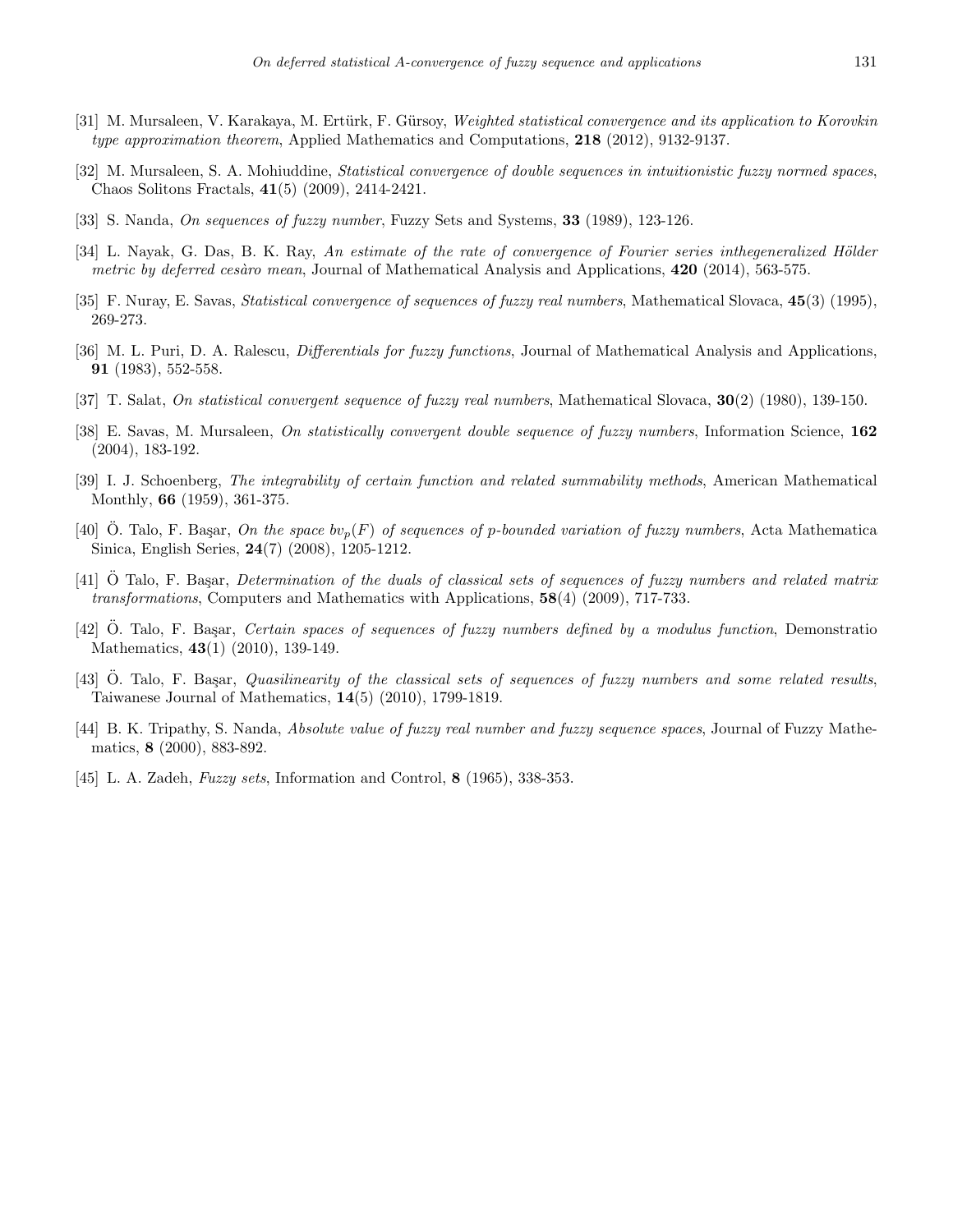[31] M. Mursaleen, V. Karakaya, M. Ertürk, F. Gürsoy, *Weighted statistical convergence and its application to Korovkin type approximation theorem*, Applied Mathematics and Computations, **218** (2012), 9132-9137.

[32] M. Mursaleen, S. A. Mohiuddine, *Statistical convergence of double sequences in intuitionistic fuzzy normed spaces*, Chaos Solitons Fractals, **41**(5) (2009), 2414-2421.

[33] S. Nanda, *On sequences of fuzzy number*, Fuzzy Sets and Systems, **33** (1989), 123-126.

[34] L. Nayak, G. Das, B. K. Ray, *An estimate of the rate of convergence of Fourier series inthegeneralized Hölder metric by deferred cesàro mean*, Journal of Mathematical Analysis and Applications, **420** (2014), 563-575.

[35] F. Nuray, E. Savas, *Statistical convergence of sequences of fuzzy real numbers*, Mathematical Slovaca, **45**(3) (1995), 269-273.

[36] M. L. Puri, D. A. Ralescu, *Differentials for fuzzy functions*, Journal of Mathematical Analysis and Applications, **91** (1983), 552-558.

[37] T. Salat, *On statistical convergent sequence of fuzzy real numbers*, Mathematical Slovaca, **30**(2) (1980), 139-150.

[38] E. Savas, M. Mursaleen, *On statistically convergent double sequence of fuzzy numbers*, Information Science, **162** (2004), 183-192.

[39] I. J. Schoenberg, *The integrability of certain function and related summability methods*, American Mathematical Monthly, **66** (1959), 361-375.

[40] Ö. Talo, F. Başar, *On the space $bv_p(F)$ of sequences of p-bounded variation of fuzzy numbers*, Acta Mathematica Sinica, English Series, **24**(7) (2008), 1205-1212.

[41] Ö Talo, F. Başar, *Determination of the duals of classical sets of sequences of fuzzy numbers and related matrix transformations*, Computers and Mathematics with Applications, **58**(4) (2009), 717-733.

[42] Ö. Talo, F. Başar, *Certain spaces of sequences of fuzzy numbers defined by a modulus function*, Demonstratio Mathematics, **43**(1) (2010), 139-149.

[43] Ö. Talo, F. Başar, *Quasilinearity of the classical sets of sequences of fuzzy numbers and some related results*, Taiwanese Journal of Mathematics, **14**(5) (2010), 1799-1819.

[44] B. K. Tripathy, S. Nanda, *Absolute value of fuzzy real number and fuzzy sequence spaces*, Journal of Fuzzy Mathematics, **8** (2000), 883-892.

[45] L. A. Zadeh, *Fuzzy sets*, Information and Control, **8** (1965), 338-353.